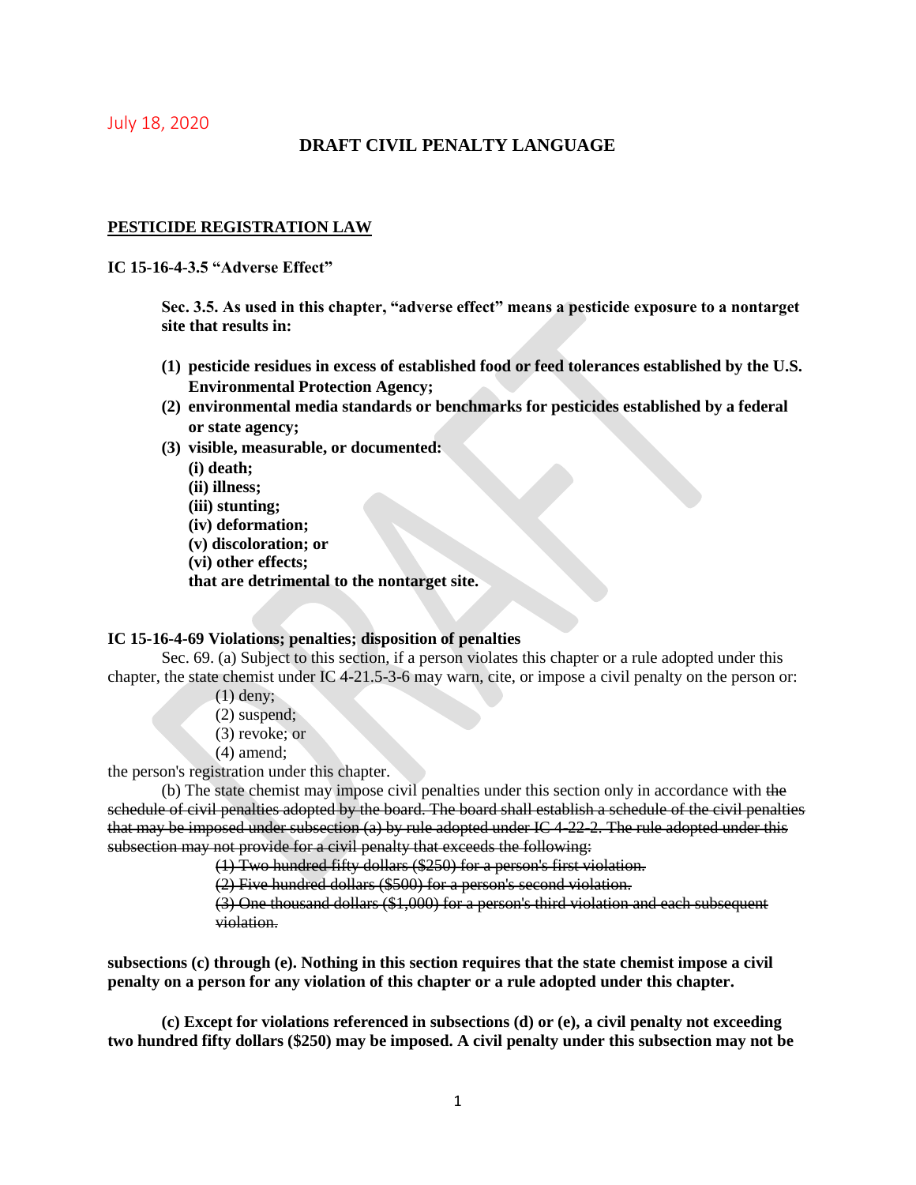July 18, 2020

## DRAFT CIVIL PENALTY LANGUAGE

### PESTICIDE REGISTRATION LAW

**IC 15-16-4-3.5 "Adverse Effect"**

> **Sec. 3.5. As used in this chapter, "adverse effect" means a pesticide exposure to a nontarget site that results in:**
>
> **(1) pesticide residues in excess of established food or feed tolerances established by the U.S. Environmental Protection Agency;**
>
> **(2) environmental media standards or benchmarks for pesticides established by a federal or state agency;**
>
> **(3) visible, measurable, or documented:**
> **(i) death;**
> **(ii) illness;**
> **(iii) stunting;**
> **(iv) deformation;**
> **(v) discoloration; or**
> **(vi) other effects;**
> **that are detrimental to the nontarget site.**

**IC 15-16-4-69 Violations; penalties; disposition of penalties**

Sec. 69. (a) Subject to this section, if a person violates this chapter or a rule adopted under this chapter, the state chemist under IC 4-21.5-3-6 may warn, cite, or impose a civil penalty on the person or:

(1) deny;
(2) suspend;
(3) revoke; or
(4) amend;

the person's registration under this chapter.

(b) The state chemist may impose civil penalties under this section only in accordance with ~~the schedule of civil penalties adopted by the board. The board shall establish a schedule of the civil penalties that may be imposed under subsection (a) by rule adopted under IC 4-22-2. The rule adopted under this subsection may not provide for a civil penalty that exceeds the following:~~

~~(1) Two hundred fifty dollars ($250) for a person's first violation.~~
~~(2) Five hundred dollars ($500) for a person's second violation.~~
~~(3) One thousand dollars ($1,000) for a person's third violation and each subsequent violation.~~

**subsections (c) through (e). Nothing in this section requires that the state chemist impose a civil penalty on a person for any violation of this chapter or a rule adopted under this chapter.**

**(c) Except for violations referenced in subsections (d) or (e), a civil penalty not exceeding two hundred fifty dollars ($250) may be imposed. A civil penalty under this subsection may not be**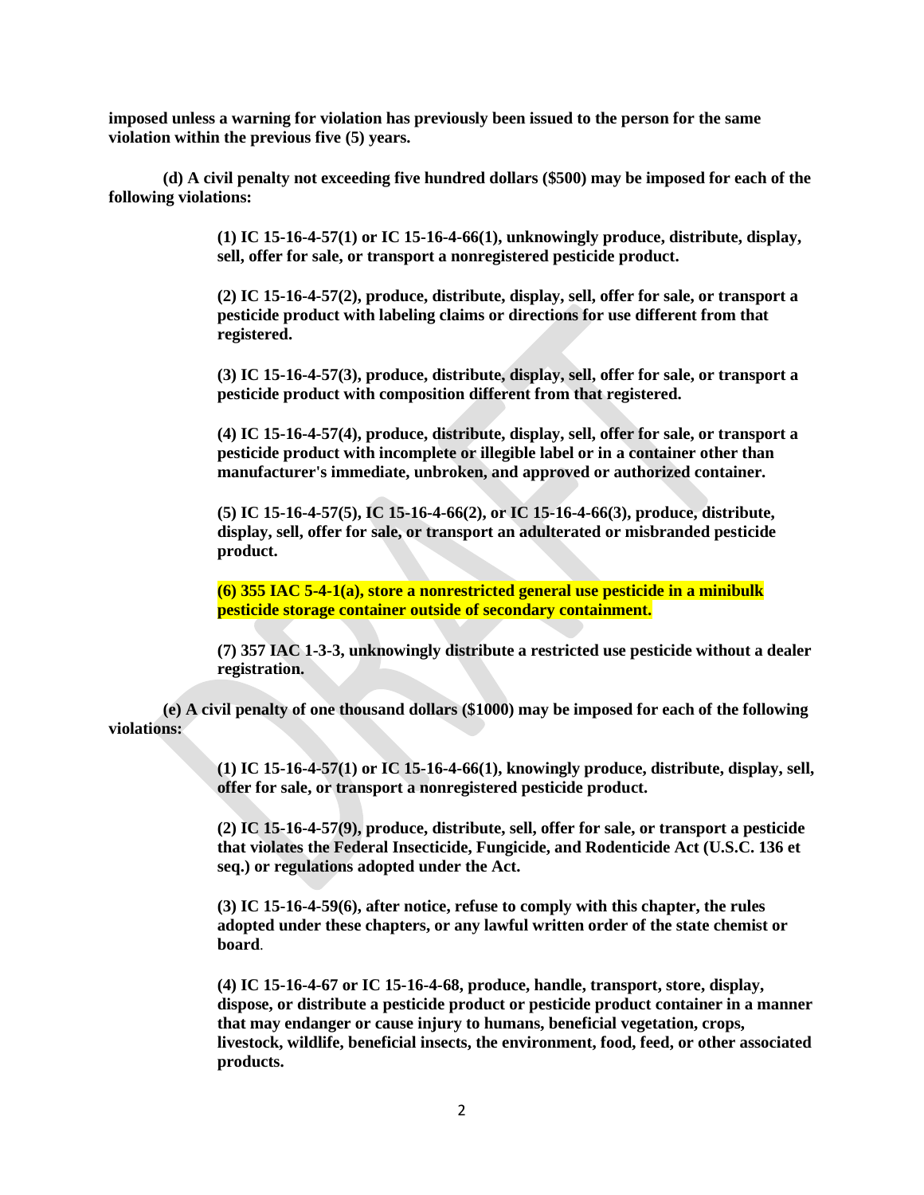**imposed unless a warning for violation has previously been issued to the person for the same violation within the previous five (5) years.**

**(d) A civil penalty not exceeding five hundred dollars ($500) may be imposed for each of the following violations:**

> **(1) IC 15-16-4-57(1) or IC 15-16-4-66(1), unknowingly produce, distribute, display, sell, offer for sale, or transport a nonregistered pesticide product.**
>
> **(2) IC 15-16-4-57(2), produce, distribute, display, sell, offer for sale, or transport a pesticide product with labeling claims or directions for use different from that registered.**
>
> **(3) IC 15-16-4-57(3), produce, distribute, display, sell, offer for sale, or transport a pesticide product with composition different from that registered.**
>
> **(4) IC 15-16-4-57(4), produce, distribute, display, sell, offer for sale, or transport a pesticide product with incomplete or illegible label or in a container other than manufacturer's immediate, unbroken, and approved or authorized container.**
>
> **(5) IC 15-16-4-57(5), IC 15-16-4-66(2), or IC 15-16-4-66(3), produce, distribute, display, sell, offer for sale, or transport an adulterated or misbranded pesticide product.**
>
> **(6) 355 IAC 5-4-1(a), store a nonrestricted general use pesticide in a minibulk pesticide storage container outside of secondary containment.**
>
> **(7) 357 IAC 1-3-3, unknowingly distribute a restricted use pesticide without a dealer registration.**

**(e) A civil penalty of one thousand dollars ($1000) may be imposed for each of the following violations:**

> **(1) IC 15-16-4-57(1) or IC 15-16-4-66(1), knowingly produce, distribute, display, sell, offer for sale, or transport a nonregistered pesticide product.**
>
> **(2) IC 15-16-4-57(9), produce, distribute, sell, offer for sale, or transport a pesticide that violates the Federal Insecticide, Fungicide, and Rodenticide Act (U.S.C. 136 et seq.) or regulations adopted under the Act.**
>
> **(3) IC 15-16-4-59(6), after notice, refuse to comply with this chapter, the rules adopted under these chapters, or any lawful written order of the state chemist or board**.
>
> **(4) IC 15-16-4-67 or IC 15-16-4-68, produce, handle, transport, store, display, dispose, or distribute a pesticide product or pesticide product container in a manner that may endanger or cause injury to humans, beneficial vegetation, crops, livestock, wildlife, beneficial insects, the environment, food, feed, or other associated products.**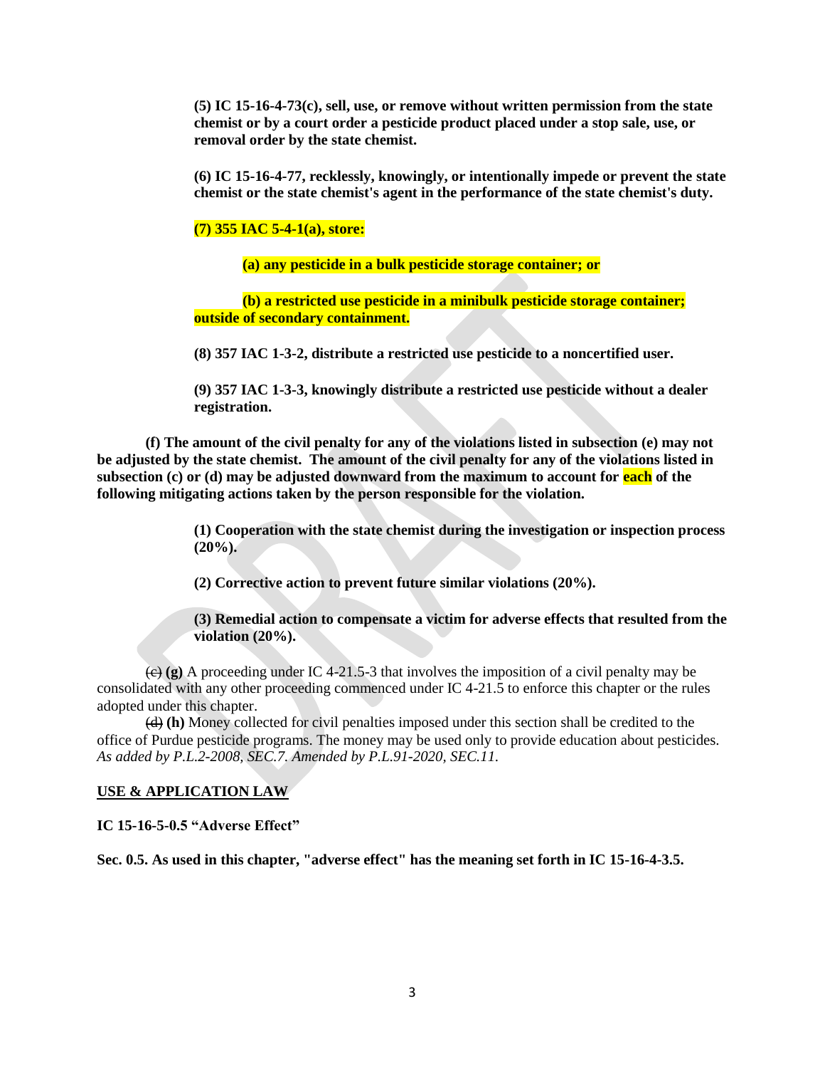**(5) IC 15-16-4-73(c), sell, use, or remove without written permission from the state chemist or by a court order a pesticide product placed under a stop sale, use, or removal order by the state chemist.**

**(6) IC 15-16-4-77, recklessly, knowingly, or intentionally impede or prevent the state chemist or the state chemist's agent in the performance of the state chemist's duty.**

**(7) 355 IAC 5-4-1(a), store:**

**(a) any pesticide in a bulk pesticide storage container; or**

**(b) a restricted use pesticide in a minibulk pesticide storage container; outside of secondary containment.**

**(8) 357 IAC 1-3-2, distribute a restricted use pesticide to a noncertified user.**

**(9) 357 IAC 1-3-3, knowingly distribute a restricted use pesticide without a dealer registration.**

**(f) The amount of the civil penalty for any of the violations listed in subsection (e) may not be adjusted by the state chemist. The amount of the civil penalty for any of the violations listed in subsection (c) or (d) may be adjusted downward from the maximum to account for each of the following mitigating actions taken by the person responsible for the violation.**

**(1) Cooperation with the state chemist during the investigation or inspection process (20%).**

**(2) Corrective action to prevent future similar violations (20%).**

**(3) Remedial action to compensate a victim for adverse effects that resulted from the violation (20%).**

~~(e)~~ **(g)** A proceeding under IC 4-21.5-3 that involves the imposition of a civil penalty may be consolidated with any other proceeding commenced under IC 4-21.5 to enforce this chapter or the rules adopted under this chapter.

~~(d)~~ **(h)** Money collected for civil penalties imposed under this section shall be credited to the office of Purdue pesticide programs. The money may be used only to provide education about pesticides. *As added by P.L.2-2008, SEC.7. Amended by P.L.91-2020, SEC.11.*

**USE & APPLICATION LAW**

**IC 15-16-5-0.5 "Adverse Effect"**

**Sec. 0.5. As used in this chapter, "adverse effect" has the meaning set forth in IC 15-16-4-3.5.**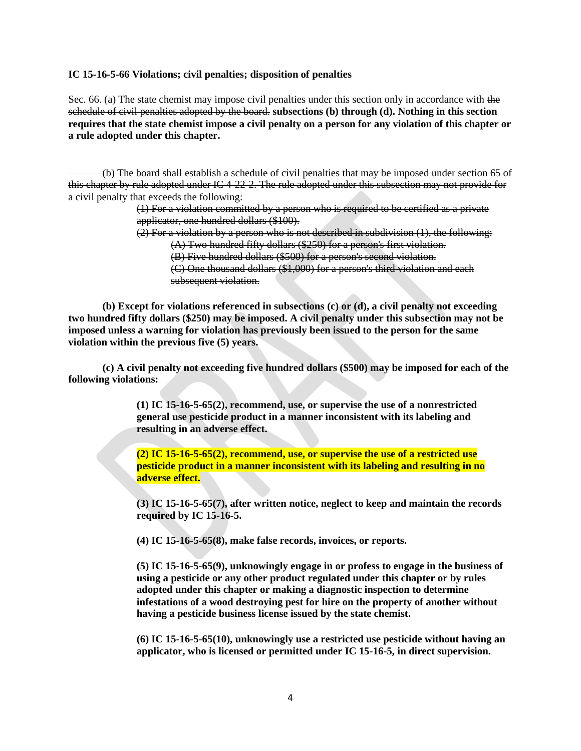**IC 15-16-5-66 Violations; civil penalties; disposition of penalties**

Sec. 66. (a) The state chemist may impose civil penalties under this section only in accordance with ~~the schedule of civil penalties adopted by the board.~~ **subsections (b) through (d). Nothing in this section requires that the state chemist impose a civil penalty on a person for any violation of this chapter or a rule adopted under this chapter.**

~~(b) The board shall establish a schedule of civil penalties that may be imposed under section 65 of this chapter by rule adopted under IC 4-22-2. The rule adopted under this subsection may not provide for a civil penalty that exceeds the following:~~

> ~~(1) For a violation committed by a person who is required to be certified as a private applicator, one hundred dollars ($100).~~
>
> ~~(2) For a violation by a person who is not described in subdivision (1), the following:~~
>
> > ~~(A) Two hundred fifty dollars ($250) for a person's first violation.~~
> >
> > ~~(B) Five hundred dollars ($500) for a person's second violation.~~
> >
> > ~~(C) One thousand dollars ($1,000) for a person's third violation and each subsequent violation.~~

**(b) Except for violations referenced in subsections (c) or (d), a civil penalty not exceeding two hundred fifty dollars ($250) may be imposed. A civil penalty under this subsection may not be imposed unless a warning for violation has previously been issued to the person for the same violation within the previous five (5) years.**

**(c) A civil penalty not exceeding five hundred dollars ($500) may be imposed for each of the following violations:**

> **(1) IC 15-16-5-65(2), recommend, use, or supervise the use of a nonrestricted general use pesticide product in a manner inconsistent with its labeling and resulting in an adverse effect.**
>
> **(2) IC 15-16-5-65(2), recommend, use, or supervise the use of a restricted use pesticide product in a manner inconsistent with its labeling and resulting in no adverse effect.**
>
> **(3) IC 15-16-5-65(7), after written notice, neglect to keep and maintain the records required by IC 15-16-5.**
>
> **(4) IC 15-16-5-65(8), make false records, invoices, or reports.**
>
> **(5) IC 15-16-5-65(9), unknowingly engage in or profess to engage in the business of using a pesticide or any other product regulated under this chapter or by rules adopted under this chapter or making a diagnostic inspection to determine infestations of a wood destroying pest for hire on the property of another without having a pesticide business license issued by the state chemist.**
>
> **(6) IC 15-16-5-65(10), unknowingly use a restricted use pesticide without having an applicator, who is licensed or permitted under IC 15-16-5, in direct supervision.**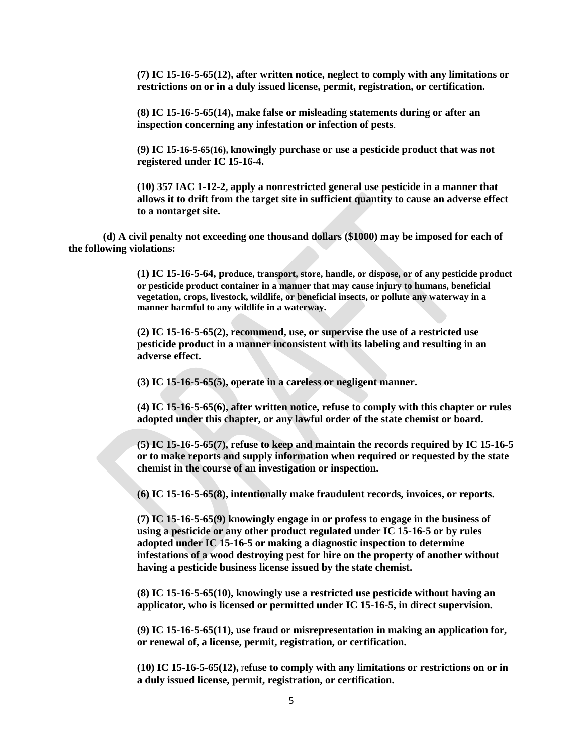**(7) IC 15-16-5-65(12), after written notice, neglect to comply with any limitations or restrictions on or in a duly issued license, permit, registration, or certification.**

**(8) IC 15-16-5-65(14), make false or misleading statements during or after an inspection concerning any infestation or infection of pests**.

**(9) IC 15-16-5-65(16), knowingly purchase or use a pesticide product that was not registered under IC 15-16-4.**

**(10) 357 IAC 1-12-2, apply a nonrestricted general use pesticide in a manner that allows it to drift from the target site in sufficient quantity to cause an adverse effect to a nontarget site.**

**(d) A civil penalty not exceeding one thousand dollars ($1000) may be imposed for each of the following violations:**

**(1) IC 15-16-5-64, produce, transport, store, handle, or dispose, or of any pesticide product or pesticide product container in a manner that may cause injury to humans, beneficial vegetation, crops, livestock, wildlife, or beneficial insects, or pollute any waterway in a manner harmful to any wildlife in a waterway.**

**(2) IC 15-16-5-65(2), recommend, use, or supervise the use of a restricted use pesticide product in a manner inconsistent with its labeling and resulting in an adverse effect.**

**(3) IC 15-16-5-65(5), operate in a careless or negligent manner.**

**(4) IC 15-16-5-65(6), after written notice, refuse to comply with this chapter or rules adopted under this chapter, or any lawful order of the state chemist or board.**

**(5) IC 15-16-5-65(7), refuse to keep and maintain the records required by IC 15-16-5 or to make reports and supply information when required or requested by the state chemist in the course of an investigation or inspection.**

**(6) IC 15-16-5-65(8), intentionally make fraudulent records, invoices, or reports.**

**(7) IC 15-16-5-65(9) knowingly engage in or profess to engage in the business of using a pesticide or any other product regulated under IC 15-16-5 or by rules adopted under IC 15-16-5 or making a diagnostic inspection to determine infestations of a wood destroying pest for hire on the property of another without having a pesticide business license issued by the state chemist.**

**(8) IC 15-16-5-65(10), knowingly use a restricted use pesticide without having an applicator, who is licensed or permitted under IC 15-16-5, in direct supervision.**

**(9) IC 15-16-5-65(11), use fraud or misrepresentation in making an application for, or renewal of, a license, permit, registration, or certification.**

**(10) IC 15-16-5-65(12), refuse to comply with any limitations or restrictions on or in a duly issued license, permit, registration, or certification.**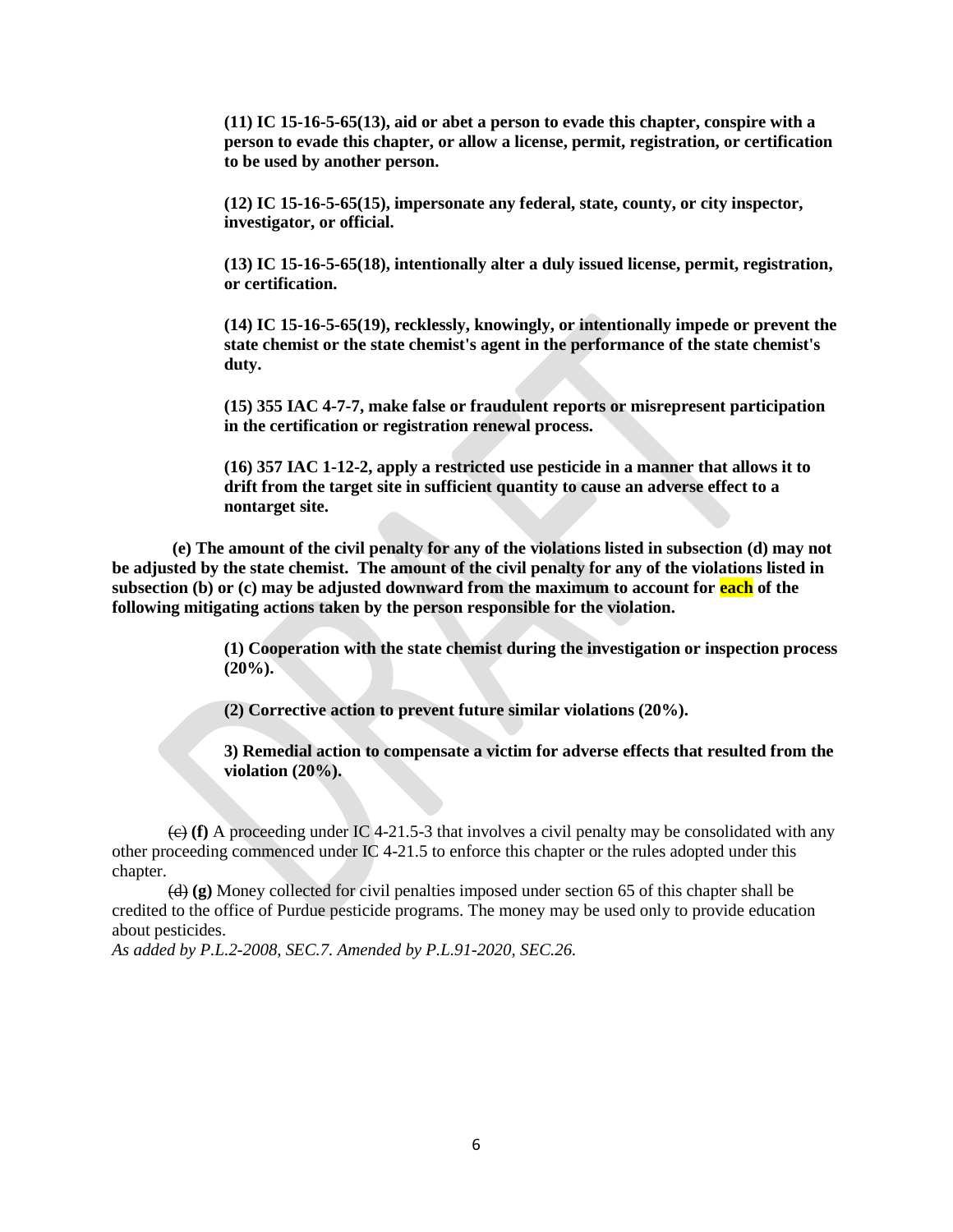**(11) IC 15-16-5-65(13), aid or abet a person to evade this chapter, conspire with a person to evade this chapter, or allow a license, permit, registration, or certification to be used by another person.**

**(12) IC 15-16-5-65(15), impersonate any federal, state, county, or city inspector, investigator, or official.**

**(13) IC 15-16-5-65(18), intentionally alter a duly issued license, permit, registration, or certification.**

**(14) IC 15-16-5-65(19), recklessly, knowingly, or intentionally impede or prevent the state chemist or the state chemist's agent in the performance of the state chemist's duty.**

**(15) 355 IAC 4-7-7, make false or fraudulent reports or misrepresent participation in the certification or registration renewal process.**

**(16) 357 IAC 1-12-2, apply a restricted use pesticide in a manner that allows it to drift from the target site in sufficient quantity to cause an adverse effect to a nontarget site.**

**(e) The amount of the civil penalty for any of the violations listed in subsection (d) may not be adjusted by the state chemist. The amount of the civil penalty for any of the violations listed in subsection (b) or (c) may be adjusted downward from the maximum to account for each of the following mitigating actions taken by the person responsible for the violation.**

**(1) Cooperation with the state chemist during the investigation or inspection process (20%).**

**(2) Corrective action to prevent future similar violations (20%).**

**3) Remedial action to compensate a victim for adverse effects that resulted from the violation (20%).**

~~(c)~~ **(f)** A proceeding under IC 4-21.5-3 that involves a civil penalty may be consolidated with any other proceeding commenced under IC 4-21.5 to enforce this chapter or the rules adopted under this chapter.

~~(d)~~ **(g)** Money collected for civil penalties imposed under section 65 of this chapter shall be credited to the office of Purdue pesticide programs. The money may be used only to provide education about pesticides.

*As added by P.L.2-2008, SEC.7. Amended by P.L.91-2020, SEC.26.*